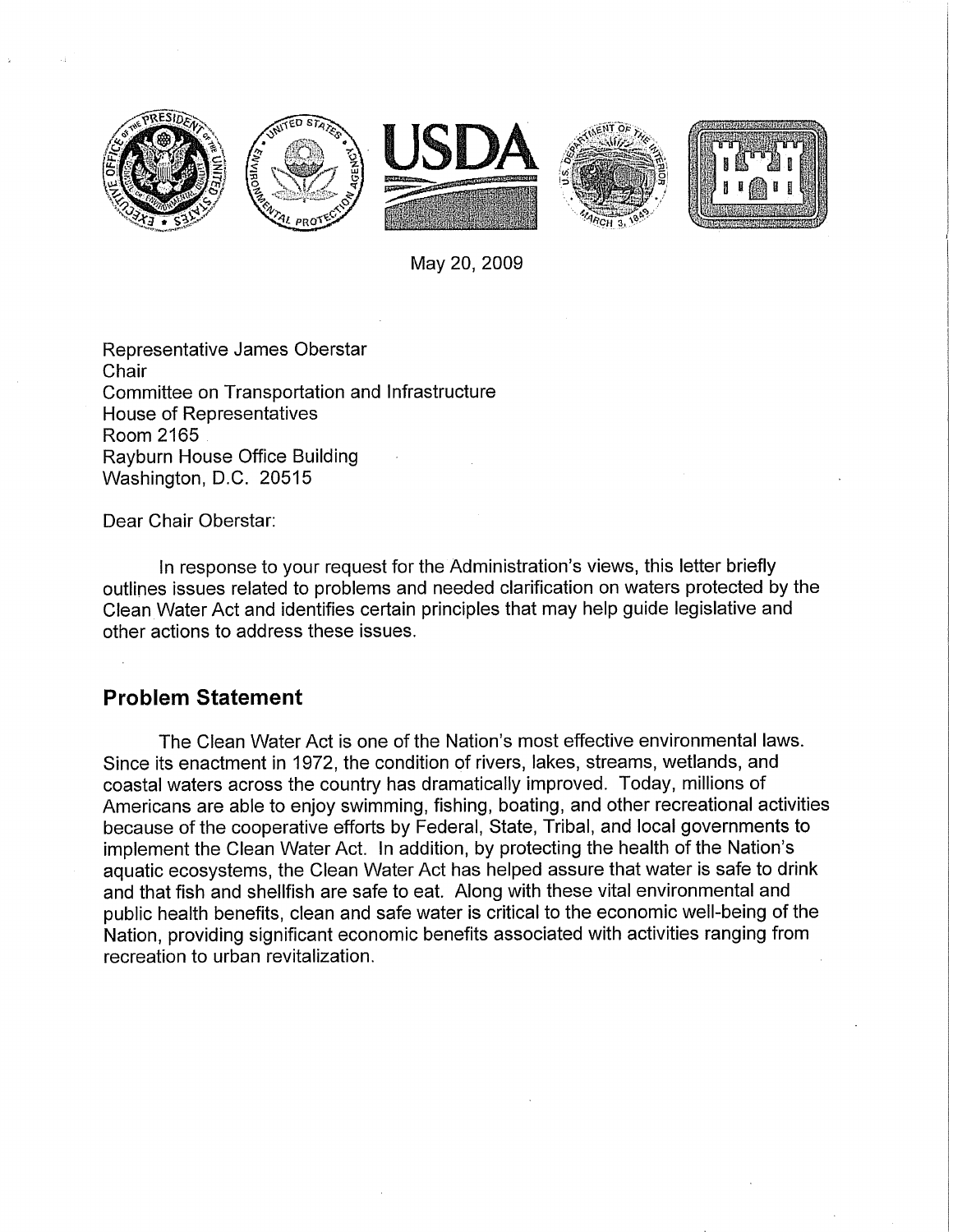May 20, 2009

Representative James Oberstar
Chair
Committee on Transportation and Infrastructure
House of Representatives
Room 2165
Rayburn House Office Building
Washington, D.C. 20515

Dear Chair Oberstar:

In response to your request for the Administration's views, this letter briefly outlines issues related to problems and needed clarification on waters protected by the Clean Water Act and identifies certain principles that may help guide legislative and other actions to address these issues.

## Problem Statement

The Clean Water Act is one of the Nation's most effective environmental laws. Since its enactment in 1972, the condition of rivers, lakes, streams, wetlands, and coastal waters across the country has dramatically improved. Today, millions of Americans are able to enjoy swimming, fishing, boating, and other recreational activities because of the cooperative efforts by Federal, State, Tribal, and local governments to implement the Clean Water Act. In addition, by protecting the health of the Nation's aquatic ecosystems, the Clean Water Act has helped assure that water is safe to drink and that fish and shellfish are safe to eat. Along with these vital environmental and public health benefits, clean and safe water is critical to the economic well-being of the Nation, providing significant economic benefits associated with activities ranging from recreation to urban revitalization.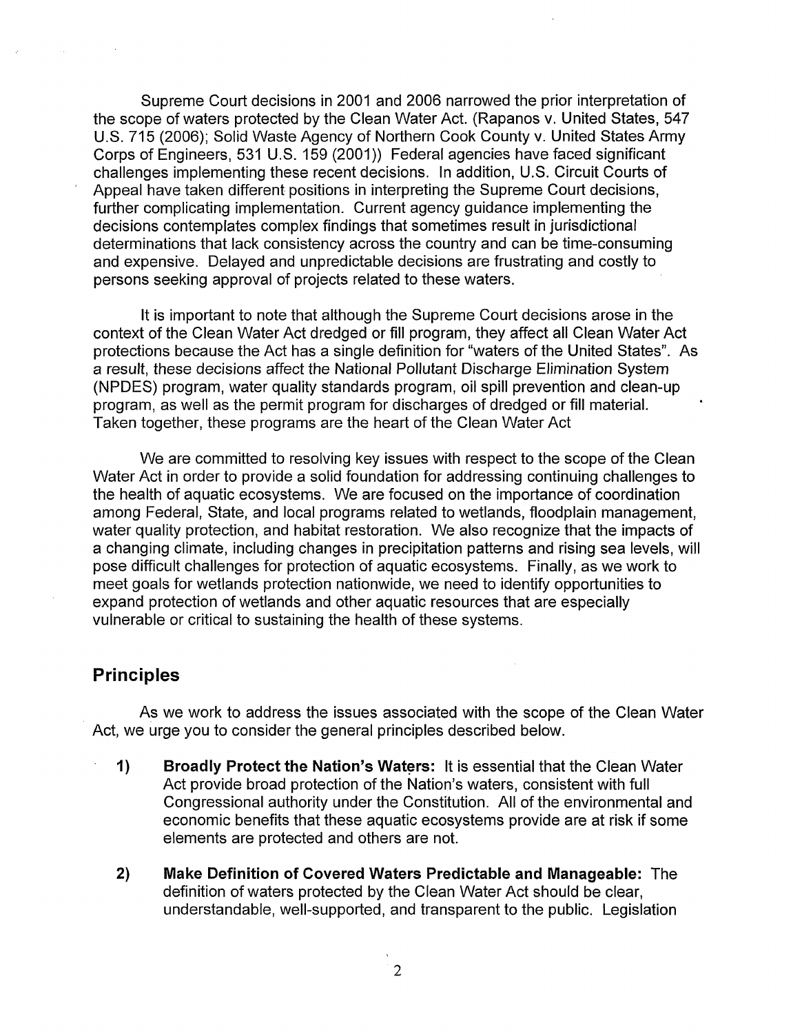Supreme Court decisions in 2001 and 2006 narrowed the prior interpretation of the scope of waters protected by the Clean Water Act. (Rapanos v. United States, 547 U.S. 715 (2006); Solid Waste Agency of Northern Cook County v. United States Army Corps of Engineers, 531 U.S. 159 (2001)) Federal agencies have faced significant challenges implementing these recent decisions. In addition, U.S. Circuit Courts of Appeal have taken different positions in interpreting the Supreme Court decisions, further complicating implementation. Current agency guidance implementing the decisions contemplates complex findings that sometimes result in jurisdictional determinations that lack consistency across the country and can be time-consuming and expensive. Delayed and unpredictable decisions are frustrating and costly to persons seeking approval of projects related to these waters.

It is important to note that although the Supreme Court decisions arose in the context of the Clean Water Act dredged or fill program, they affect all Clean Water Act protections because the Act has a single definition for "waters of the United States". As a result, these decisions affect the National Pollutant Discharge Elimination System (NPDES) program, water quality standards program, oil spill prevention and clean-up program, as well as the permit program for discharges of dredged or fill material. Taken together, these programs are the heart of the Clean Water Act

We are committed to resolving key issues with respect to the scope of the Clean Water Act in order to provide a solid foundation for addressing continuing challenges to the health of aquatic ecosystems. We are focused on the importance of coordination among Federal, State, and local programs related to wetlands, floodplain management, water quality protection, and habitat restoration. We also recognize that the impacts of a changing climate, including changes in precipitation patterns and rising sea levels, will pose difficult challenges for protection of aquatic ecosystems. Finally, as we work to meet goals for wetlands protection nationwide, we need to identify opportunities to expand protection of wetlands and other aquatic resources that are especially vulnerable or critical to sustaining the health of these systems.

## Principles

As we work to address the issues associated with the scope of the Clean Water Act, we urge you to consider the general principles described below.

1) **Broadly Protect the Nation's Waters:** It is essential that the Clean Water Act provide broad protection of the Nation's waters, consistent with full Congressional authority under the Constitution. All of the environmental and economic benefits that these aquatic ecosystems provide are at risk if some elements are protected and others are not.

2) **Make Definition of Covered Waters Predictable and Manageable:** The definition of waters protected by the Clean Water Act should be clear, understandable, well-supported, and transparent to the public. Legislation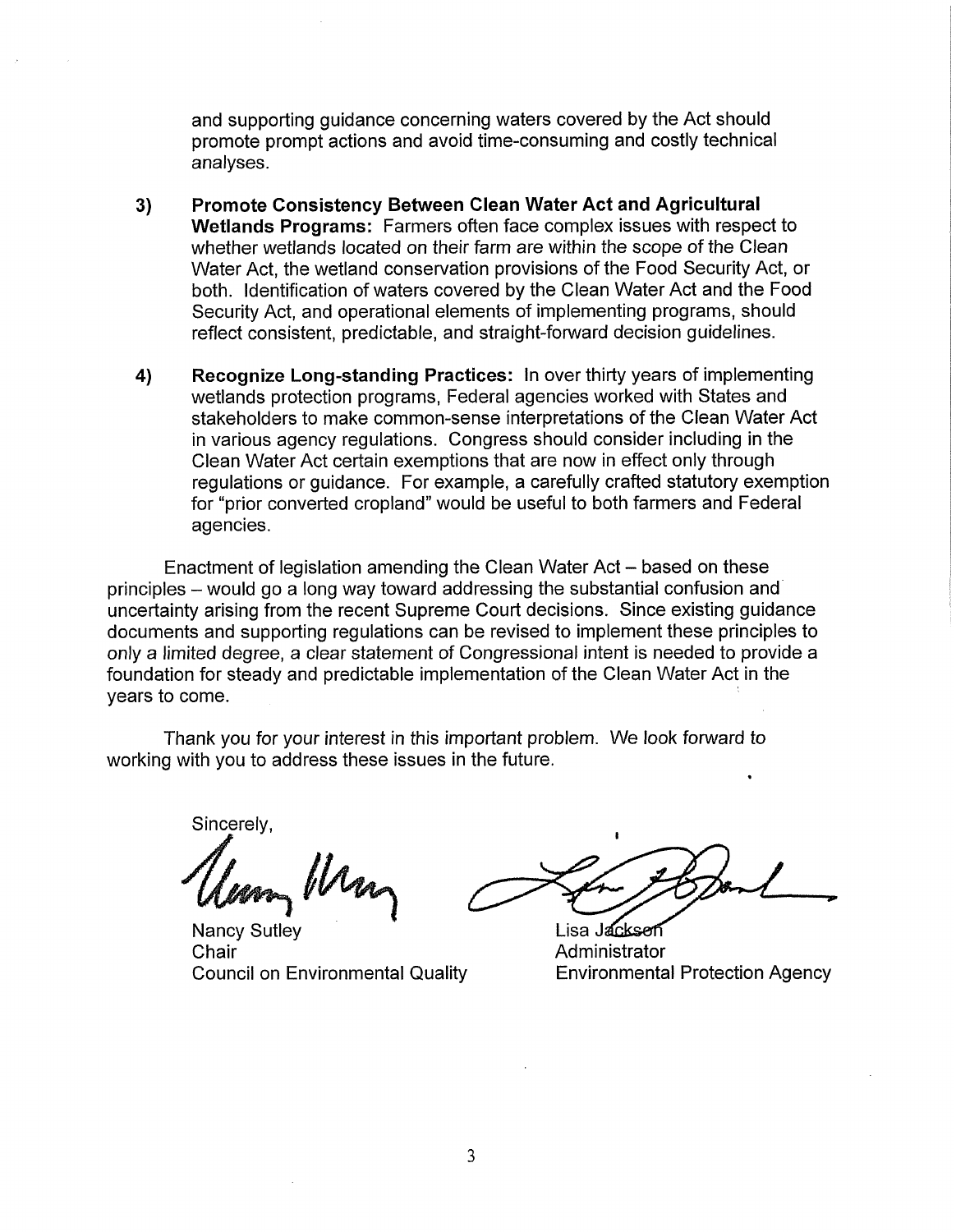and supporting guidance concerning waters covered by the Act should promote prompt actions and avoid time-consuming and costly technical analyses.

3) **Promote Consistency Between Clean Water Act and Agricultural Wetlands Programs:** Farmers often face complex issues with respect to whether wetlands located on their farm are within the scope of the Clean Water Act, the wetland conservation provisions of the Food Security Act, or both. Identification of waters covered by the Clean Water Act and the Food Security Act, and operational elements of implementing programs, should reflect consistent, predictable, and straight-forward decision guidelines.

4) **Recognize Long-standing Practices:** In over thirty years of implementing wetlands protection programs, Federal agencies worked with States and stakeholders to make common-sense interpretations of the Clean Water Act in various agency regulations. Congress should consider including in the Clean Water Act certain exemptions that are now in effect only through regulations or guidance. For example, a carefully crafted statutory exemption for "prior converted cropland" would be useful to both farmers and Federal agencies.

Enactment of legislation amending the Clean Water Act – based on these principles – would go a long way toward addressing the substantial confusion and uncertainty arising from the recent Supreme Court decisions. Since existing guidance documents and supporting regulations can be revised to implement these principles to only a limited degree, a clear statement of Congressional intent is needed to provide a foundation for steady and predictable implementation of the Clean Water Act in the years to come.

Thank you for your interest in this important problem. We look forward to working with you to address these issues in the future.

Sincerely,

Nancy Sutley
Chair
Council on Environmental Quality

Lisa Jackson
Administrator
Environmental Protection Agency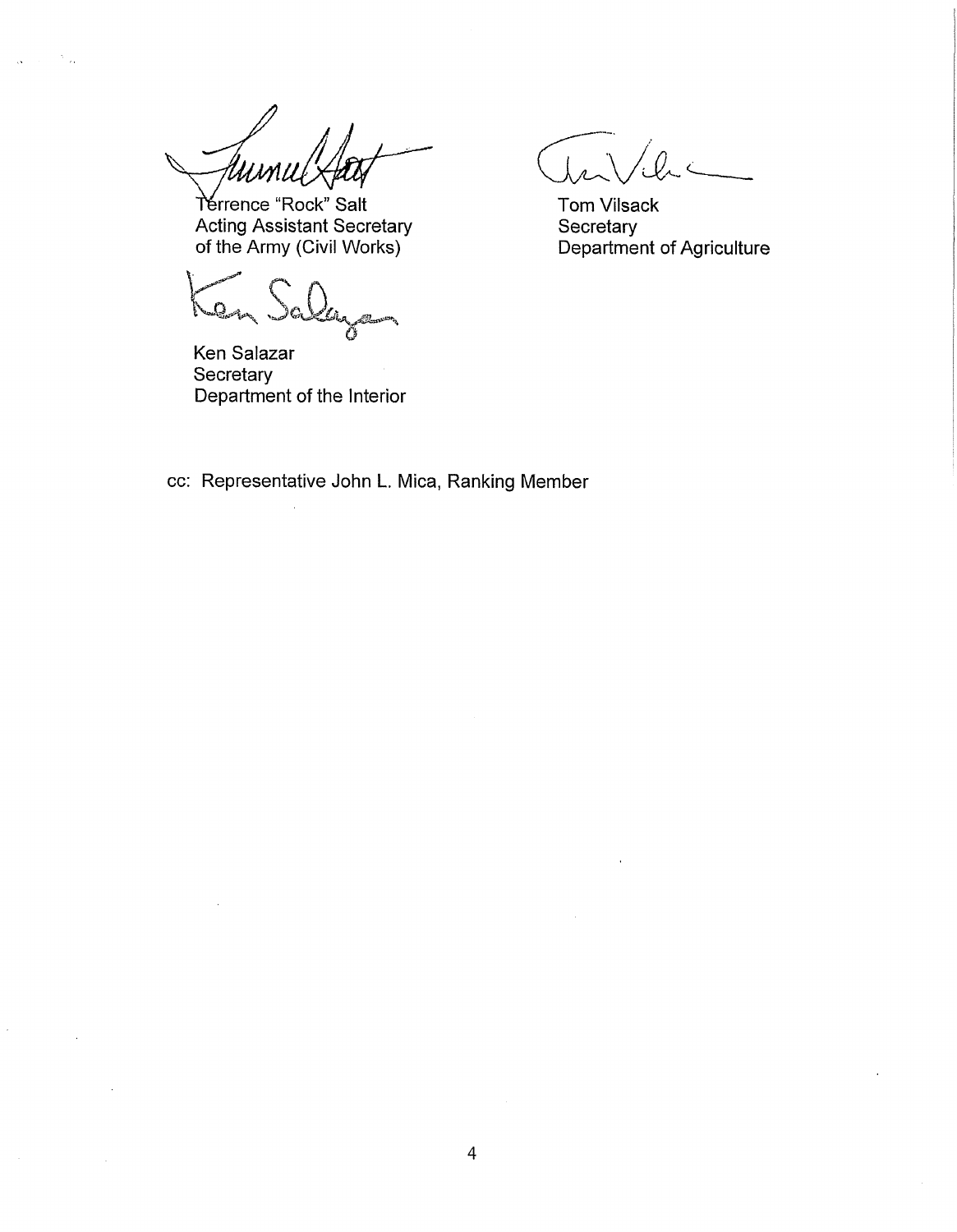Terrence "Rock" Salt
Acting Assistant Secretary
of the Army (Civil Works)

Tom Vilsack
Secretary
Department of Agriculture

Ken Salazar
Secretary
Department of the Interior

cc: Representative John L. Mica, Ranking Member